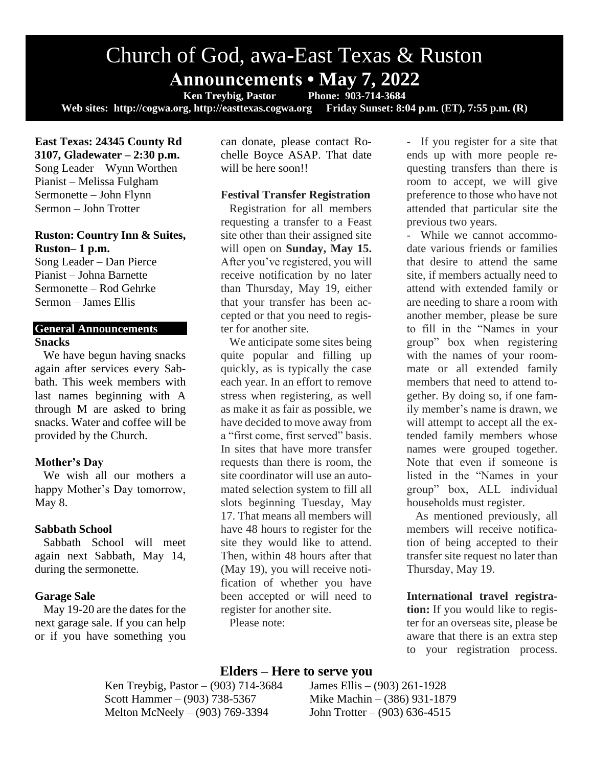# Church of God, awa-East Texas & Ruston

## Announcements • May 7, 2022

**Ken Treybig, Pastor  Phone: 903-714-3684**

**Web sites: http://cogwa.org, http://easttexas.cogwa.org  Friday Sunset: 8:04 p.m. (ET), 7:55 p.m. (R)**

**East Texas: 24345 County Rd 3107, Gladewater – 2:30 p.m.**
Song Leader – Wynn Worthen
Pianist – Melissa Fulgham
Sermonette – John Flynn
Sermon – John Trotter

**Ruston: Country Inn & Suites, Ruston– 1 p.m.**
Song Leader – Dan Pierce
Pianist – Johna Barnette
Sermonette – Rod Gehrke
Sermon – James Ellis

### General Announcements

**Snacks**

We have begun having snacks again after services every Sabbath. This week members with last names beginning with A through M are asked to bring snacks. Water and coffee will be provided by the Church.

**Mother's Day**

We wish all our mothers a happy Mother's Day tomorrow, May 8.

**Sabbath School**

Sabbath School will meet again next Sabbath, May 14, during the sermonette.

**Garage Sale**

May 19-20 are the dates for the next garage sale. If you can help or if you have something you can donate, please contact Rochelle Boyce ASAP. That date will be here soon!!

**Festival Transfer Registration**

Registration for all members requesting a transfer to a Feast site other than their assigned site will open on **Sunday, May 15.** After you've registered, you will receive notification by no later than Thursday, May 19, either that your transfer has been accepted or that you need to register for another site.

We anticipate some sites being quite popular and filling up quickly, as is typically the case each year. In an effort to remove stress when registering, as well as make it as fair as possible, we have decided to move away from a "first come, first served" basis. In sites that have more transfer requests than there is room, the site coordinator will use an automated selection system to fill all slots beginning Tuesday, May 17. That means all members will have 48 hours to register for the site they would like to attend. Then, within 48 hours after that (May 19), you will receive notification of whether you have been accepted or will need to register for another site.

Please note:

- If you register for a site that ends up with more people requesting transfers than there is room to accept, we will give preference to those who have not attended that particular site the previous two years.
- While we cannot accommodate various friends or families that desire to attend the same site, if members actually need to attend with extended family or are needing to share a room with another member, please be sure to fill in the "Names in your group" box when registering with the names of your roommate or all extended family members that need to attend together. By doing so, if one family member's name is drawn, we will attempt to accept all the extended family members whose names were grouped together. Note that even if someone is listed in the "Names in your group" box, ALL individual households must register.

As mentioned previously, all members will receive notification of being accepted to their transfer site request no later than Thursday, May 19.

**International travel registration:** If you would like to register for an overseas site, please be aware that there is an extra step to your registration process.

### Elders – Here to serve you

Ken Treybig, Pastor – (903) 714-3684
Scott Hammer – (903) 738-5367
Melton McNeely – (903) 769-3394
James Ellis – (903) 261-1928
Mike Machin – (386) 931-1879
John Trotter – (903) 636-4515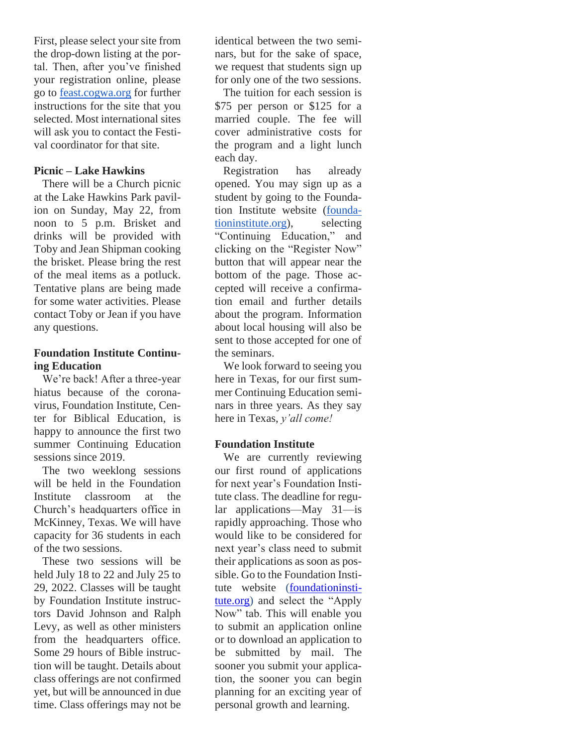First, please select your site from the drop-down listing at the portal. Then, after you've finished your registration online, please go to feast.cogwa.org for further instructions for the site that you selected. Most international sites will ask you to contact the Festival coordinator for that site.

**Picnic – Lake Hawkins**

There will be a Church picnic at the Lake Hawkins Park pavilion on Sunday, May 22, from noon to 5 p.m. Brisket and drinks will be provided with Toby and Jean Shipman cooking the brisket. Please bring the rest of the meal items as a potluck. Tentative plans are being made for some water activities. Please contact Toby or Jean if you have any questions.

**Foundation Institute Continuing Education**

We're back! After a three-year hiatus because of the coronavirus, Foundation Institute, Center for Biblical Education, is happy to announce the first two summer Continuing Education sessions since 2019.

The two weeklong sessions will be held in the Foundation Institute classroom at the Church's headquarters office in McKinney, Texas. We will have capacity for 36 students in each of the two sessions.

These two sessions will be held July 18 to 22 and July 25 to 29, 2022. Classes will be taught by Foundation Institute instructors David Johnson and Ralph Levy, as well as other ministers from the headquarters office. Some 29 hours of Bible instruction will be taught. Details about class offerings are not confirmed yet, but will be announced in due time. Class offerings may not be identical between the two seminars, but for the sake of space, we request that students sign up for only one of the two sessions.

The tuition for each session is $75 per person or $125 for a married couple. The fee will cover administrative costs for the program and a light lunch each day.

Registration has already opened. You may sign up as a student by going to the Foundation Institute website (foundationinstitute.org), selecting "Continuing Education," and clicking on the "Register Now" button that will appear near the bottom of the page. Those accepted will receive a confirmation email and further details about the program. Information about local housing will also be sent to those accepted for one of the seminars.

We look forward to seeing you here in Texas, for our first summer Continuing Education seminars in three years. As they say here in Texas, *y'all come!*

**Foundation Institute**

We are currently reviewing our first round of applications for next year's Foundation Institute class. The deadline for regular applications—May 31—is rapidly approaching. Those who would like to be considered for next year's class need to submit their applications as soon as possible. Go to the Foundation Institute website (foundationinstitute.org) and select the "Apply Now" tab. This will enable you to submit an application online or to download an application to be submitted by mail. The sooner you submit your application, the sooner you can begin planning for an exciting year of personal growth and learning.